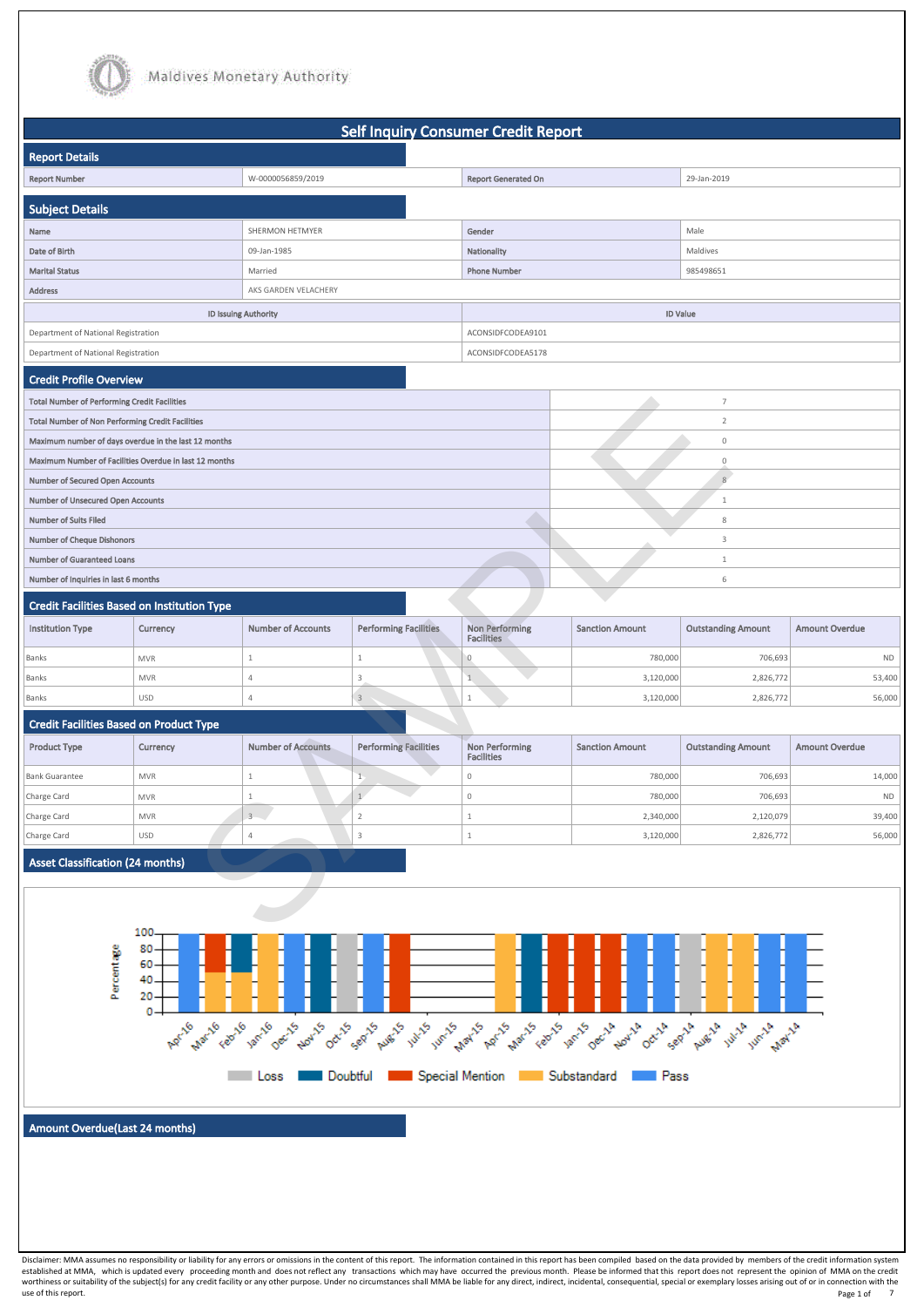Maldives Monetary Authority

# Self Inquiry Consumer Credit Report

## Report Details

| Report Number | W-0000056859/2019 | Report Generated On | 29-Jan-2019 |
|---|---|---|---|

## Subject Details

| Name | SHERMON HETMYER | Gender | Male |
|---|---|---|---|
| Date of Birth | 09-Jan-1985 | Nationality | Maldives |
| Marital Status | Married | Phone Number | 985498651 |
| Address | AKS GARDEN VELACHERY | | |

| ID Issuing Authority | ID Value |
|---|---|
| Department of National Registration | ACONSIDFCODEA9101 |
| Department of National Registration | ACONSIDFCODEA5178 |

## Credit Profile Overview

| | |
|---|---|
| Total Number of Performing Credit Facilities | 7 |
| Total Number of Non Performing Credit Facilities | 2 |
| Maximum number of days overdue in the last 12 months | 0 |
| Maximum Number of Facilities Overdue in last 12 months | 0 |
| Number of Secured Open Accounts | 8 |
| Number of Unsecured Open Accounts | 1 |
| Number of Suits Filed | 8 |
| Number of Cheque Dishonors | 3 |
| Number of Guaranteed Loans | 1 |
| Number of Inquiries in last 6 months | 6 |

## Credit Facilities Based on Institution Type

| Institution Type | Currency | Number of Accounts | Performing Facilities | Non Performing Facilities | Sanction Amount | Outstanding Amount | Amount Overdue |
|---|---|---|---|---|---|---|---|
| Banks | MVR | 1 | 1 | 0 | 780,000 | 706,693 | ND |
| Banks | MVR | 4 | 3 | 1 | 3,120,000 | 2,826,772 | 53,400 |
| Banks | USD | 4 | 3 | 1 | 3,120,000 | 2,826,772 | 56,000 |

## Credit Facilities Based on Product Type

| Product Type | Currency | Number of Accounts | Performing Facilities | Non Performing Facilities | Sanction Amount | Outstanding Amount | Amount Overdue |
|---|---|---|---|---|---|---|---|
| Bank Guarantee | MVR | 1 | 1 | 0 | 780,000 | 706,693 | 14,000 |
| Charge Card | MVR | 1 | 1 | 0 | 780,000 | 706,693 | ND |
| Charge Card | MVR | 3 | 2 | 1 | 2,340,000 | 2,120,079 | 39,400 |
| Charge Card | USD | 4 | 3 | 1 | 3,120,000 | 2,826,772 | 56,000 |

## Asset Classification (24 months)

## Amount Overdue(Last 24 months)

Disclaimer: MMA assumes no responsibility or liability for any errors or omissions in the content of this report. The information contained in this report has been compiled based on the data provided by members of the credit information system established at MMA, which is updated every proceeding month and does not reflect any transactions which may have occurred the previous month. Please be informed that this report does not represent the opinion of MMA on the credit worthiness or suitability of the subject(s) for any credit facility or any other purpose. Under no circumstances shall MMA be liable for any direct, indirect, incidental, consequential, special or exemplary losses arising out of or in connection with the use of this report.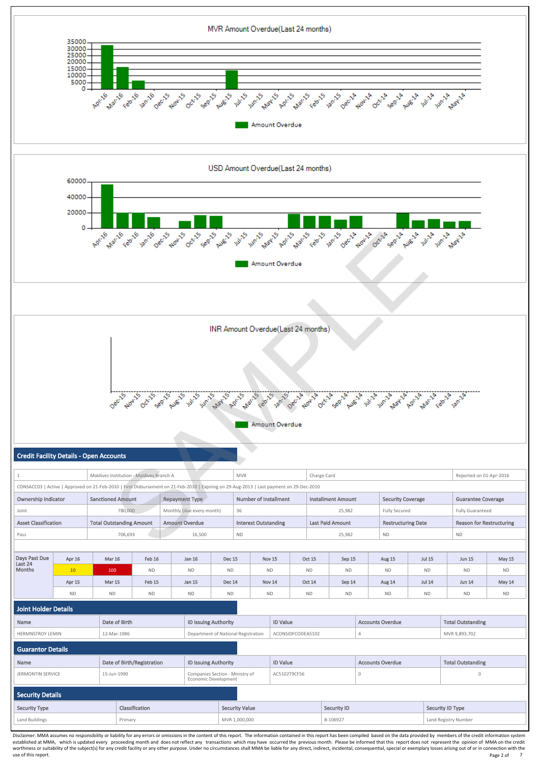MVR Amount Overdue(Last 24 months)

USD Amount Overdue(Last 24 months)

INR Amount Overdue(Last 24 months)

## Credit Facility Details - Open Accounts

| 1 | Maldives Institution - Maldives Branch A | MVR | Charge Card | | | Reported on 01-Apr-2016 |
|---|---|---|---|---|---|---|
| CONSACC03 \| Active \| Approved on 21-Feb-2010 \| First Disbursement on 21-Feb-2010 \| Expiring on 29-Aug-2013 \| Last payment on 29-Dec-2010 | | | | | | |
| **Ownership Indicator** | **Sanctioned Amount** | **Repayment Type** | **Number of Installment** | **Installment Amount** | **Security Coverage** | **Guarantee Coverage** |
| Joint | 780,000 | Monthly (due every month) | 36 | 25,982 | Fully Secured | Fully Guaranteed |
| **Asset Classification** | **Total Outstanding Amount** | **Amount Overdue** | **Interest Outstanding** | **Last Paid Amount** | **Restructuring Date** | **Reason for Restructuring** |
| Pass | 706,693 | 16,500 | ND | 25,982 | ND | ND |

| Days Past Due Last 24 Months | Apr 16 | Mar 16 | Feb 16 | Jan 16 | Dec 15 | Nov 15 | Oct 15 | Sep 15 | Aug 15 | Jul 15 | Jun 15 | May 15 |
|---|---|---|---|---|---|---|---|---|---|---|---|---|
| | 10 | 100 | ND | ND | ND | ND | ND | ND | ND | ND | ND | ND |
| | Apr 15 | Mar 15 | Feb 15 | Jan 15 | Dec 14 | Nov 14 | Oct 14 | Sep 14 | Aug 14 | Jul 14 | Jun 14 | May 14 |
| | ND | ND | ND | ND | ND | ND | ND | ND | ND | ND | ND | ND |

## Joint Holder Details

| Name | Date of Birth | ID Issuing Authority | ID Value | Accounts Overdue | Total Outstanding |
|---|---|---|---|---|---|
| HERMNSTROY LEMIN | 12-Mar-1986 | Department of National Registration | ACONSIDFCODEA5102 | 4 | MVR 9,893,702 |

## Guarantor Details

| Name | Date of Birth/Registration | ID Issuing Authority | ID Value | Accounts Overdue | Total Outstanding |
|---|---|---|---|---|---|
| JERMONTIN SERVICE | 15-Jun-1990 | Companies Section - Ministry of Economic Development | AC5102T9CF56 | 0 | 0 |

## Security Details

| Security Type | Classification | Security Value | Security ID | Security ID Type |
|---|---|---|---|---|
| Land Buildings | Primary | MVR 1,000,000 | B-106927 | Land Registry Number |

Disclaimer: MMA assumes no responsibility or liability for any errors or omissions in the content of this report. The information contained in this report has been compiled based on the data provided by members of the credit information system established at MMA, which is updated every proceeding month and does not reflect any transactions which may have occurred the previous month. Please be informed that this report does not represent the opinion of MMA on the credit worthiness or suitability of the subject(s) for any credit facility or any other purpose. Under no circumstances shall MMA be liable for any direct, indirect, incidental, consequential, special or exemplary losses arising out of or in connection with the use of this report.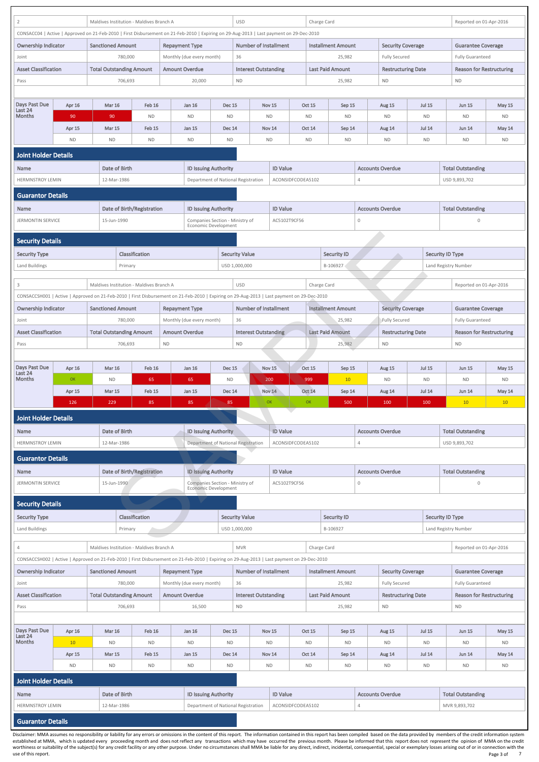| 2 | Maldives Institution - Maldives Branch A | USD | Charge Card | Reported on 01-Apr-2016 |
|---|---|---|---|---|

CONSACC04 | Active | Approved on 21-Feb-2010 | First Disbursement on 21-Feb-2010 | Expiring on 29-Aug-2013 | Last payment on 29-Dec-2010

| Ownership Indicator | Sanctioned Amount | Repayment Type | Number of Installment | Installment Amount | Security Coverage | Guarantee Coverage |
|---|---|---|---|---|---|---|
| Joint | 780,000 | Monthly (due every month) | 36 | 25,982 | Fully Secured | Fully Guaranteed |
| **Asset Classification** | **Total Outstanding Amount** | **Amount Overdue** | **Interest Outstanding** | **Last Paid Amount** | **Restructuring Date** | **Reason for Restructuring** |
| Pass | 706,693 | 20,000 | ND | 25,982 | ND | ND |

| Days Past Due Last 24 Months | Apr 16 | Mar 16 | Feb 16 | Jan 16 | Dec 15 | Nov 15 | Oct 15 | Sep 15 | Aug 15 | Jul 15 | Jun 15 | May 15 |
|---|---|---|---|---|---|---|---|---|---|---|---|---|
| | 90 | 90 | ND | ND | ND | ND | ND | ND | ND | ND | ND | ND |
| | Apr 15 | Mar 15 | Feb 15 | Jan 15 | Dec 14 | Nov 14 | Oct 14 | Sep 14 | Aug 14 | Jul 14 | Jun 14 | May 14 |
| | ND | ND | ND | ND | ND | ND | ND | ND | ND | ND | ND | ND |

## Joint Holder Details

| Name | Date of Birth | ID Issuing Authority | ID Value | Accounts Overdue | Total Outstanding |
|---|---|---|---|---|---|
| HERMNSTROY LEMIN | 12-Mar-1986 | Department of National Registration | ACONSIDFCODEA5102 | 4 | USD 9,893,702 |

## Guarantor Details

| Name | Date of Birth/Registration | ID Issuing Authority | ID Value | Accounts Overdue | Total Outstanding |
|---|---|---|---|---|---|
| JERMONTIN SERVICE | 15-Jun-1990 | Companies Section - Ministry of Economic Development | AC5102T9CF56 | 0 | 0 |

## Security Details

| Security Type | Classification | Security Value | Security ID | Security ID Type |
|---|---|---|---|---|
| Land Buildings | Primary | USD 1,000,000 | B-106927 | Land Registry Number |

| 3 | Maldives Institution - Maldives Branch A | USD | Charge Card | Reported on 01-Apr-2016 |
|---|---|---|---|---|

CONSACCSH001 | Active | Approved on 21-Feb-2010 | First Disbursement on 21-Feb-2010 | Expiring on 29-Aug-2013 | Last payment on 29-Dec-2010

| Ownership Indicator | Sanctioned Amount | Repayment Type | Number of Installment | Installment Amount | Security Coverage | Guarantee Coverage |
|---|---|---|---|---|---|---|
| Joint | 780,000 | Monthly (due every month) | 36 | 25,982 | Fully Secured | Fully Guaranteed |
| **Asset Classification** | **Total Outstanding Amount** | **Amount Overdue** | **Interest Outstanding** | **Last Paid Amount** | **Restructuring Date** | **Reason for Restructuring** |
| Pass | 706,693 | ND | ND | 25,982 | ND | ND |

| Days Past Due Last 24 Months | Apr 16 | Mar 16 | Feb 16 | Jan 16 | Dec 15 | Nov 15 | Oct 15 | Sep 15 | Aug 15 | Jul 15 | Jun 15 | May 15 |
|---|---|---|---|---|---|---|---|---|---|---|---|---|
| | OK | ND | 65 | 65 | ND | 200 | 999 | 10 | ND | ND | ND | ND |
| | Apr 15 | Mar 15 | Feb 15 | Jan 15 | Dec 14 | Nov 14 | Oct 14 | Sep 14 | Aug 14 | Jul 14 | Jun 14 | May 14 |
| | 126 | 229 | 85 | 85 | 85 | OK | OK | 500 | 100 | 100 | 10 | 10 |

## Joint Holder Details

| Name | Date of Birth | ID Issuing Authority | ID Value | Accounts Overdue | Total Outstanding |
|---|---|---|---|---|---|
| HERMNSTROY LEMIN | 12-Mar-1986 | Department of National Registration | ACONSIDFCODEA5102 | 4 | USD 9,893,702 |

## Guarantor Details

| Name | Date of Birth/Registration | ID Issuing Authority | ID Value | Accounts Overdue | Total Outstanding |
|---|---|---|---|---|---|
| JERMONTIN SERVICE | 15-Jun-1990 | Companies Section - Ministry of Economic Development | AC5102T9CF56 | 0 | 0 |

## Security Details

| Security Type | Classification | Security Value | Security ID | Security ID Type |
|---|---|---|---|---|
| Land Buildings | Primary | USD 1,000,000 | B-106927 | Land Registry Number |

| 4 | Maldives Institution - Maldives Branch A | MVR | Charge Card | Reported on 01-Apr-2016 |
|---|---|---|---|---|

CONSACCSH002 | Active | Approved on 21-Feb-2010 | First Disbursement on 21-Feb-2010 | Expiring on 29-Aug-2013 | Last payment on 29-Dec-2010

| Ownership Indicator | Sanctioned Amount | Repayment Type | Number of Installment | Installment Amount | Security Coverage | Guarantee Coverage |
|---|---|---|---|---|---|---|
| Joint | 780,000 | Monthly (due every month) | 36 | 25,982 | Fully Secured | Fully Guaranteed |
| **Asset Classification** | **Total Outstanding Amount** | **Amount Overdue** | **Interest Outstanding** | **Last Paid Amount** | **Restructuring Date** | **Reason for Restructuring** |
| Pass | 706,693 | 16,500 | ND | 25,982 | ND | ND |

| Days Past Due Last 24 Months | Apr 16 | Mar 16 | Feb 16 | Jan 16 | Dec 15 | Nov 15 | Oct 15 | Sep 15 | Aug 15 | Jul 15 | Jun 15 | May 15 |
|---|---|---|---|---|---|---|---|---|---|---|---|---|
| | 10 | ND | ND | ND | ND | ND | ND | ND | ND | ND | ND | ND |
| | Apr 15 | Mar 15 | Feb 15 | Jan 15 | Dec 14 | Nov 14 | Oct 14 | Sep 14 | Aug 14 | Jul 14 | Jun 14 | May 14 |
| | ND | ND | ND | ND | ND | ND | ND | ND | ND | ND | ND | ND |

## Joint Holder Details

| Name | Date of Birth | ID Issuing Authority | ID Value | Accounts Overdue | Total Outstanding |
|---|---|---|---|---|---|
| HERMNSTROY LEMIN | 12-Mar-1986 | Department of National Registration | ACONSIDFCODEA5102 | 4 | MVR 9,893,702 |

## Guarantor Details

Disclaimer: MMA assumes no responsibility or liability for any errors or omissions in the content of this report. The information contained in this report has been compiled based on the data provided by members of the credit information system established at MMA, which is updated every proceeding month and does not reflect any transactions which may have occurred the previous month. Please be informed that this report does not represent the opinion of MMA on the credit worthiness or suitability of the subject(s) for any credit facility or any other purpose. Under no circumstances shall MMA be liable for any direct, indirect, incidental, consequential, special or exemplary losses arising out of or in connection with the use of this report.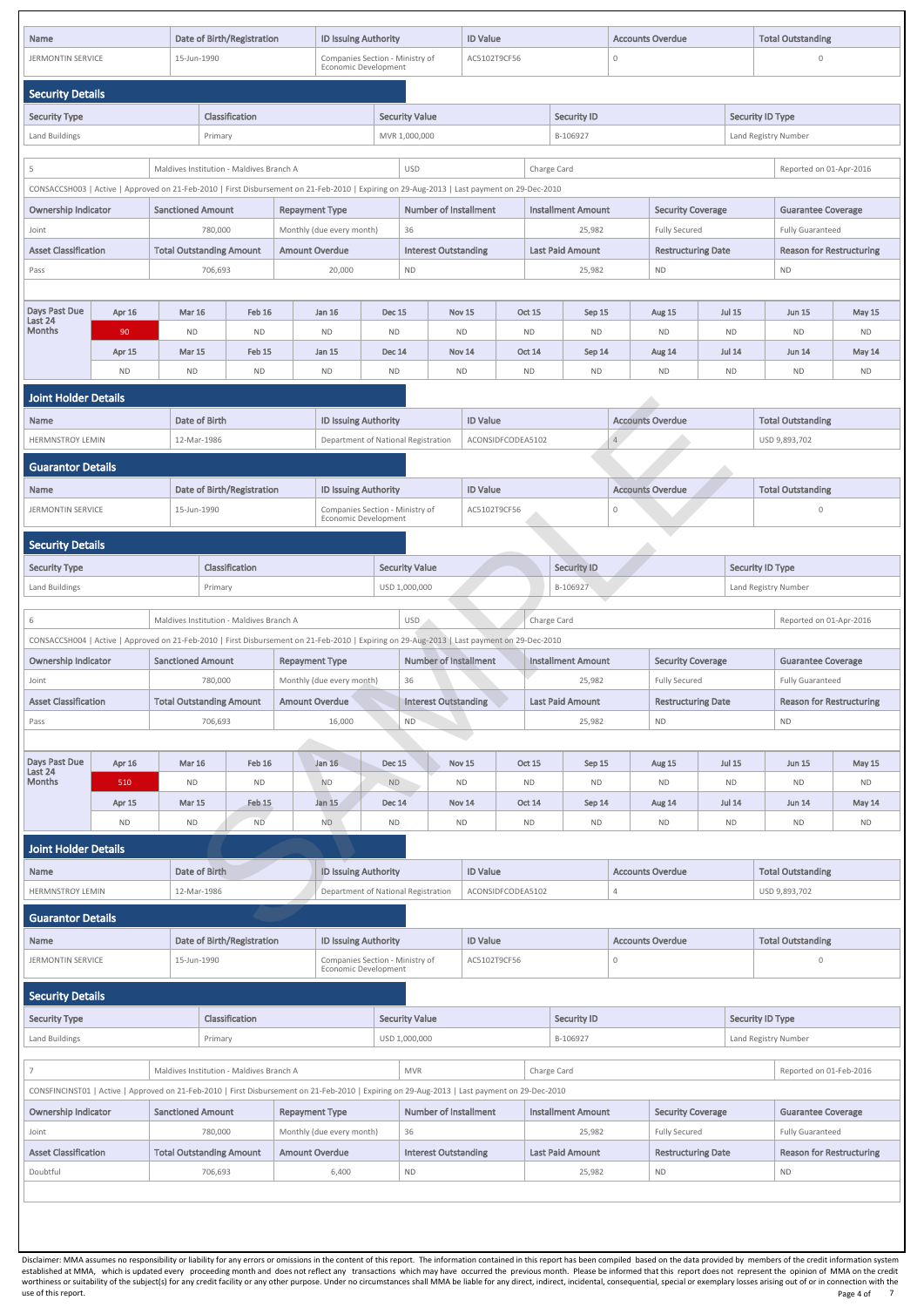| Name | Date of Birth/Registration | ID Issuing Authority | ID Value | Accounts Overdue | Total Outstanding |
|---|---|---|---|---|---|
| JERMONTIN SERVICE | 15-Jun-1990 | Companies Section - Ministry of Economic Development | AC5102T9CF56 | 0 | 0 |

## Security Details

| Security Type | Classification | Security Value | Security ID | Security ID Type |
|---|---|---|---|---|
| Land Buildings | Primary | MVR 1,000,000 | B-106927 | Land Registry Number |

| 5 | Maldives Institution - Maldives Branch A | USD | Charge Card | Reported on 01-Apr-2016 |
|---|---|---|---|---|

CONSACCSH003 | Active | Approved on 21-Feb-2010 | First Disbursement on 21-Feb-2010 | Expiring on 29-Aug-2013 | Last payment on 29-Dec-2010

| Ownership Indicator | Sanctioned Amount | Repayment Type | Number of Installment | Installment Amount | Security Coverage | Guarantee Coverage |
|---|---|---|---|---|---|---|
| Joint | 780,000 | Monthly (due every month) | 36 | 25,982 | Fully Secured | Fully Guaranteed |
| **Asset Classification** | **Total Outstanding Amount** | **Amount Overdue** | **Interest Outstanding** | **Last Paid Amount** | **Restructuring Date** | **Reason for Restructuring** |
| Pass | 706,693 | 20,000 | ND | 25,982 | ND | ND |

| Days Past Due Last 24 Months | Apr 16 | Mar 16 | Feb 16 | Jan 16 | Dec 15 | Nov 15 | Oct 15 | Sep 15 | Aug 15 | Jul 15 | Jun 15 | May 15 |
|---|---|---|---|---|---|---|---|---|---|---|---|---|
| | 90 | ND | ND | ND | ND | ND | ND | ND | ND | ND | ND | ND |
| | **Apr 15** | **Mar 15** | **Feb 15** | **Jan 15** | **Dec 14** | **Nov 14** | **Oct 14** | **Sep 14** | **Aug 14** | **Jul 14** | **Jun 14** | **May 14** |
| | ND | ND | ND | ND | ND | ND | ND | ND | ND | ND | ND | ND |

## Joint Holder Details

| Name | Date of Birth | ID Issuing Authority | ID Value | Accounts Overdue | Total Outstanding |
|---|---|---|---|---|---|
| HERMNSTROY LEMIN | 12-Mar-1986 | Department of National Registration | ACONSIDFCODEA5102 | 4 | USD 9,893,702 |

## Guarantor Details

| Name | Date of Birth/Registration | ID Issuing Authority | ID Value | Accounts Overdue | Total Outstanding |
|---|---|---|---|---|---|
| JERMONTIN SERVICE | 15-Jun-1990 | Companies Section - Ministry of Economic Development | AC5102T9CF56 | 0 | 0 |

## Security Details

| Security Type | Classification | Security Value | Security ID | Security ID Type |
|---|---|---|---|---|
| Land Buildings | Primary | USD 1,000,000 | B-106927 | Land Registry Number |

| 6 | Maldives Institution - Maldives Branch A | USD | Charge Card | Reported on 01-Apr-2016 |
|---|---|---|---|---|

CONSACCSH004 | Active | Approved on 21-Feb-2010 | First Disbursement on 21-Feb-2010 | Expiring on 29-Aug-2013 | Last payment on 29-Dec-2010

| Ownership Indicator | Sanctioned Amount | Repayment Type | Number of Installment | Installment Amount | Security Coverage | Guarantee Coverage |
|---|---|---|---|---|---|---|
| Joint | 780,000 | Monthly (due every month) | 36 | 25,982 | Fully Secured | Fully Guaranteed |
| **Asset Classification** | **Total Outstanding Amount** | **Amount Overdue** | **Interest Outstanding** | **Last Paid Amount** | **Restructuring Date** | **Reason for Restructuring** |
| Pass | 706,693 | 16,000 | ND | 25,982 | ND | ND |

| Days Past Due Last 24 Months | Apr 16 | Mar 16 | Feb 16 | Jan 16 | Dec 15 | Nov 15 | Oct 15 | Sep 15 | Aug 15 | Jul 15 | Jun 15 | May 15 |
|---|---|---|---|---|---|---|---|---|---|---|---|---|
| | 510 | ND | ND | ND | ND | ND | ND | ND | ND | ND | ND | ND |
| | **Apr 15** | **Mar 15** | **Feb 15** | **Jan 15** | **Dec 14** | **Nov 14** | **Oct 14** | **Sep 14** | **Aug 14** | **Jul 14** | **Jun 14** | **May 14** |
| | ND | ND | ND | ND | ND | ND | ND | ND | ND | ND | ND | ND |

## Joint Holder Details

| Name | Date of Birth | ID Issuing Authority | ID Value | Accounts Overdue | Total Outstanding |
|---|---|---|---|---|---|
| HERMNSTROY LEMIN | 12-Mar-1986 | Department of National Registration | ACONSIDFCODEA5102 | 4 | USD 9,893,702 |

## Guarantor Details

| Name | Date of Birth/Registration | ID Issuing Authority | ID Value | Accounts Overdue | Total Outstanding |
|---|---|---|---|---|---|
| JERMONTIN SERVICE | 15-Jun-1990 | Companies Section - Ministry of Economic Development | AC5102T9CF56 | 0 | 0 |

## Security Details

| Security Type | Classification | Security Value | Security ID | Security ID Type |
|---|---|---|---|---|
| Land Buildings | Primary | USD 1,000,000 | B-106927 | Land Registry Number |

| 7 | Maldives Institution - Maldives Branch A | MVR | Charge Card | Reported on 01-Feb-2016 |
|---|---|---|---|---|

CONSFINCINST01 | Active | Approved on 21-Feb-2010 | First Disbursement on 21-Feb-2010 | Expiring on 29-Aug-2013 | Last payment on 29-Dec-2010

| Ownership Indicator | Sanctioned Amount | Repayment Type | Number of Installment | Installment Amount | Security Coverage | Guarantee Coverage |
|---|---|---|---|---|---|---|
| Joint | 780,000 | Monthly (due every month) | 36 | 25,982 | Fully Secured | Fully Guaranteed |
| **Asset Classification** | **Total Outstanding Amount** | **Amount Overdue** | **Interest Outstanding** | **Last Paid Amount** | **Restructuring Date** | **Reason for Restructuring** |
| Doubtful | 706,693 | 6,400 | ND | 25,982 | ND | ND |

Disclaimer: MMA assumes no responsibility or liability for any errors or omissions in the content of this report. The information contained in this report has been compiled based on the data provided by members of the credit information system established at MMA, which is updated every proceeding month and does not reflect any transactions which may have occurred the previous month. Please be informed that this report does not represent the opinion of MMA on the credit worthiness or suitability of the subject(s) for any credit facility or any other purpose. Under no circumstances shall MMA be liable for any direct, indirect, incidental, consequential, special or exemplary losses arising out of or in connection with the use of this report.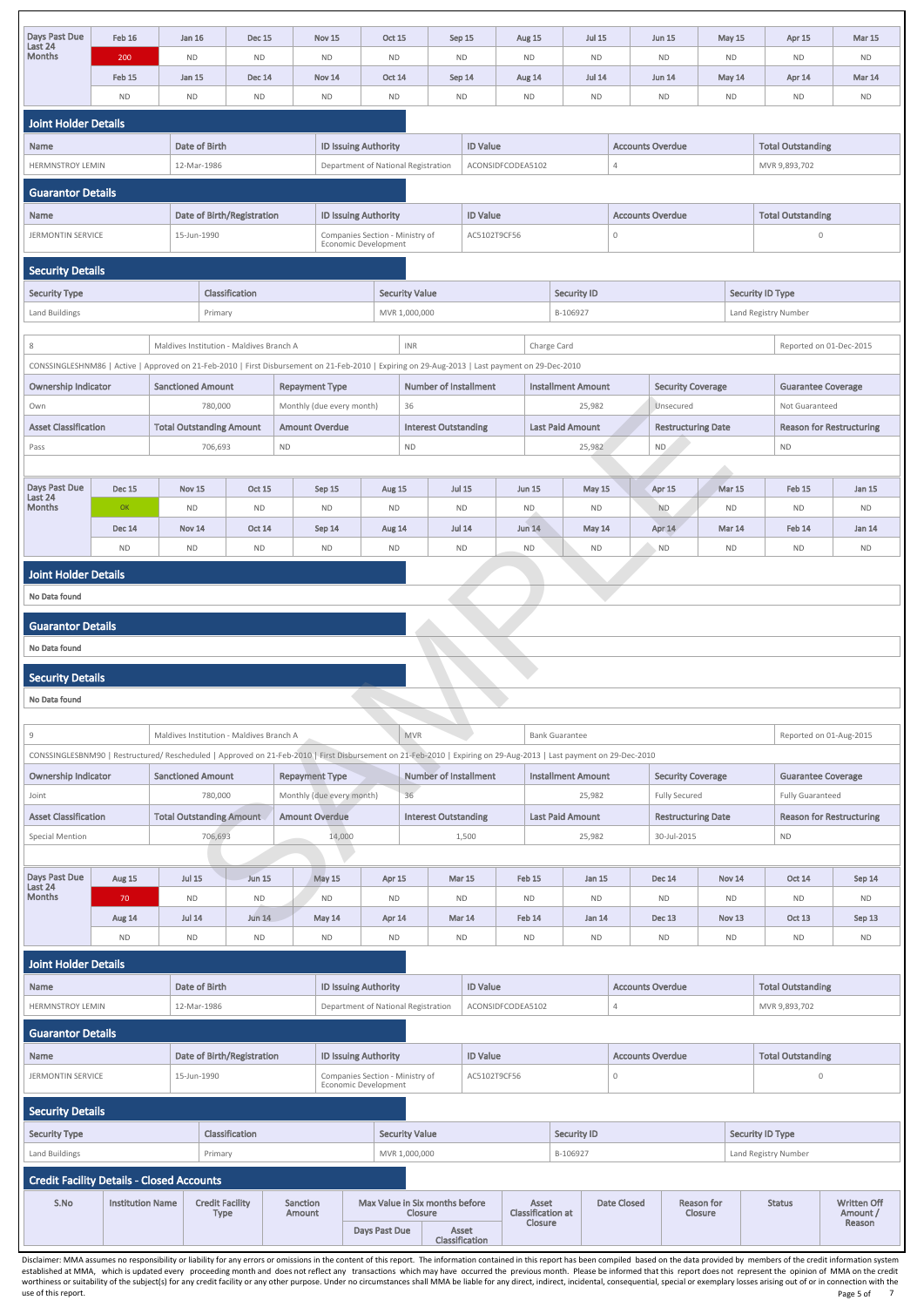| Days Past Due Last 24 Months | Feb 16 | Jan 16 | Dec 15 | Nov 15 | Oct 15 | Sep 15 | Aug 15 | Jul 15 | Jun 15 | May 15 | Apr 15 | Mar 15 |
|---|---|---|---|---|---|---|---|---|---|---|---|---|
| | 200 | ND | ND | ND | ND | ND | ND | ND | ND | ND | ND | ND |
| | Feb 15 | Jan 15 | Dec 14 | Nov 14 | Oct 14 | Sep 14 | Aug 14 | Jul 14 | Jun 14 | May 14 | Apr 14 | Mar 14 |
| | ND | ND | ND | ND | ND | ND | ND | ND | ND | ND | ND | ND |

## Joint Holder Details

| Name | Date of Birth | ID Issuing Authority | ID Value | Accounts Overdue | Total Outstanding |
|---|---|---|---|---|---|
| HERMNSTROY LEMIN | 12-Mar-1986 | Department of National Registration | ACONSIDFCODEA5102 | 4 | MVR 9,893,702 |

## Guarantor Details

| Name | Date of Birth/Registration | ID Issuing Authority | ID Value | Accounts Overdue | Total Outstanding |
|---|---|---|---|---|---|
| JERMONTIN SERVICE | 15-Jun-1990 | Companies Section - Ministry of Economic Development | AC5102T9CF56 | 0 | 0 |

## Security Details

| Security Type | Classification | Security Value | Security ID | Security ID Type |
|---|---|---|---|---|
| Land Buildings | Primary | MVR 1,000,000 | B-106927 | Land Registry Number |

| 8 | Maldives Institution - Maldives Branch A | INR | Charge Card | Reported on 01-Dec-2015 |
|---|---|---|---|---|

CONSSINGLESHNM86 | Active | Approved on 21-Feb-2010 | First Disbursement on 21-Feb-2010 | Expiring on 29-Aug-2013 | Last payment on 29-Dec-2010

| Ownership Indicator | Sanctioned Amount | Repayment Type | Number of Installment | Installment Amount | Security Coverage | Guarantee Coverage |
|---|---|---|---|---|---|---|
| Own | 780,000 | Monthly (due every month) | 36 | 25,982 | Unsecured | Not Guaranteed |
| **Asset Classification** | **Total Outstanding Amount** | **Amount Overdue** | **Interest Outstanding** | **Last Paid Amount** | **Restructuring Date** | **Reason for Restructuring** |
| Pass | 706,693 | ND | ND | 25,982 | ND | ND |

| Days Past Due Last 24 Months | Dec 15 | Nov 15 | Oct 15 | Sep 15 | Aug 15 | Jul 15 | Jun 15 | May 15 | Apr 15 | Mar 15 | Feb 15 | Jan 15 |
|---|---|---|---|---|---|---|---|---|---|---|---|---|
| | OK | ND | ND | ND | ND | ND | ND | ND | ND | ND | ND | ND |
| | Dec 14 | Nov 14 | Oct 14 | Sep 14 | Aug 14 | Jul 14 | Jun 14 | May 14 | Apr 14 | Mar 14 | Feb 14 | Jan 14 |
| | ND | ND | ND | ND | ND | ND | ND | ND | ND | ND | ND | ND |

## Joint Holder Details

No Data found

## Guarantor Details

No Data found

## Security Details

No Data found

| 9 | Maldives Institution - Maldives Branch A | MVR | Bank Guarantee | Reported on 01-Aug-2015 |
|---|---|---|---|---|

CONSSINGLESBNM90 | Restructured/ Rescheduled | Approved on 21-Feb-2010 | First Disbursement on 21-Feb-2010 | Expiring on 29-Aug-2013 | Last payment on 29-Dec-2010

| Ownership Indicator | Sanctioned Amount | Repayment Type | Number of Installment | Installment Amount | Security Coverage | Guarantee Coverage |
|---|---|---|---|---|---|---|
| Joint | 780,000 | Monthly (due every month) | 36 | 25,982 | Fully Secured | Fully Guaranteed |
| **Asset Classification** | **Total Outstanding Amount** | **Amount Overdue** | **Interest Outstanding** | **Last Paid Amount** | **Restructuring Date** | **Reason for Restructuring** |
| Special Mention | 706,693 | 14,000 | 1,500 | 25,982 | 30-Jul-2015 | ND |

| Days Past Due Last 24 Months | Aug 15 | Jul 15 | Jun 15 | May 15 | Apr 15 | Mar 15 | Feb 15 | Jan 15 | Dec 14 | Nov 14 | Oct 14 | Sep 14 |
|---|---|---|---|---|---|---|---|---|---|---|---|---|
| | 70 | ND | ND | ND | ND | ND | ND | ND | ND | ND | ND | ND |
| | Aug 14 | Jul 14 | Jun 14 | May 14 | Apr 14 | Mar 14 | Feb 14 | Jan 14 | Dec 13 | Nov 13 | Oct 13 | Sep 13 |
| | ND | ND | ND | ND | ND | ND | ND | ND | ND | ND | ND | ND |

## Joint Holder Details

| Name | Date of Birth | ID Issuing Authority | ID Value | Accounts Overdue | Total Outstanding |
|---|---|---|---|---|---|
| HERMNSTROY LEMIN | 12-Mar-1986 | Department of National Registration | ACONSIDFCODEA5102 | 4 | MVR 9,893,702 |

## Guarantor Details

| Name | Date of Birth/Registration | ID Issuing Authority | ID Value | Accounts Overdue | Total Outstanding |
|---|---|---|---|---|---|
| JERMONTIN SERVICE | 15-Jun-1990 | Companies Section - Ministry of Economic Development | AC5102T9CF56 | 0 | 0 |

## Security Details

| Security Type | Classification | Security Value | Security ID | Security ID Type |
|---|---|---|---|---|
| Land Buildings | Primary | MVR 1,000,000 | B-106927 | Land Registry Number |

## Credit Facility Details - Closed Accounts

| S.No | Institution Name | Credit Facility Type | Sanction Amount | Max Value in Six months before Closure | | Asset Classification at Closure | Date Closed | Reason for Closure | Status | Written Off Amount / Reason |
|---|---|---|---|---|---|---|---|---|---|---|
| | | | | Days Past Due | Asset Classification | | | | | |

Disclaimer: MMA assumes no responsibility or liability for any errors or omissions in the content of this report. The information contained in this report has been compiled based on the data provided by members of the credit information system established at MMA, which is updated every proceeding month and does not reflect any transactions which may have occurred the previous month. Please be informed that this report does not represent the opinion of MMA on the credit worthiness or suitability of the subject(s) for any credit facility or any other purpose. Under no circumstances shall MMA be liable for any direct, indirect, incidental, consequential, special or exemplary losses arising out of or in connection with the use of this report.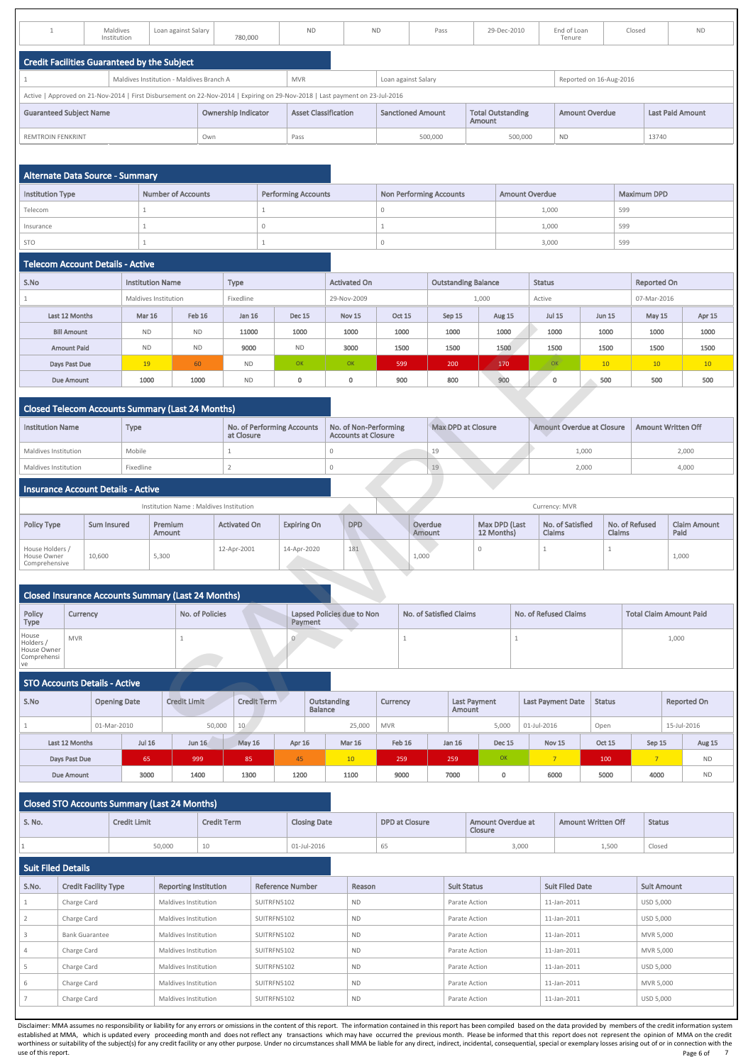| 1 | Maldives Institution | Loan against Salary | 780,000 | ND | ND | Pass | 29-Dec-2010 | End of Loan Tenure | Closed | ND |
|---|---|---|---|---|---|---|---|---|---|---|

## Credit Facilities Guaranteed by the Subject

| 1 | Maldives Institution - Maldives Branch A | MVR | Loan against Salary | Reported on 16-Aug-2016 |
|---|---|---|---|---|

Active | Approved on 21-Nov-2014 | First Disbursement on 22-Nov-2014 | Expiring on 29-Nov-2018 | Last payment on 23-Jul-2016

| Guaranteed Subject Name | Ownership Indicator | Asset Classification | Sanctioned Amount | Total Outstanding Amount | Amount Overdue | Last Paid Amount |
|---|---|---|---|---|---|---|
| REMTROIN FENKRINT | Own | Pass | 500,000 | 500,000 | ND | 13740 |

## Alternate Data Source - Summary

| Institution Type | Number of Accounts | Performing Accounts | Non Performing Accounts | Amount Overdue | Maximum DPD |
|---|---|---|---|---|---|
| Telecom | 1 | 1 | 0 | 1,000 | 599 |
| Insurance | 1 | 0 | 1 | 1,000 | 599 |
| STO | 1 | 1 | 0 | 3,000 | 599 |

## Telecom Account Details - Active

| S.No | Institution Name | Type | Activated On | Outstanding Balance | Status | Reported On |
|---|---|---|---|---|---|---|
| 1 | Maldives Institution | Fixedline | 29-Nov-2009 | 1,000 | Active | 07-Mar-2016 |

| Last 12 Months | Mar 16 | Feb 16 | Jan 16 | Dec 15 | Nov 15 | Oct 15 | Sep 15 | Aug 15 | Jul 15 | Jun 15 | May 15 | Apr 15 |
|---|---|---|---|---|---|---|---|---|---|---|---|---|
| Bill Amount | ND | ND | 11000 | 1000 | 1000 | 1000 | 1000 | 1000 | 1000 | 1000 | 1000 | 1000 |
| Amount Paid | ND | ND | 9000 | ND | 3000 | 1500 | 1500 | 1500 | 1500 | 1500 | 1500 | 1500 |
| Days Past Due | 19 | 60 | ND | OK | OK | 599 | 200 | 170 | OK | 10 | 10 | 10 |
| Due Amount | 1000 | 1000 | ND | 0 | 0 | 900 | 800 | 900 | 0 | 500 | 500 | 500 |

## Closed Telecom Accounts Summary (Last 24 Months)

| Institution Name | Type | No. of Performing Accounts at Closure | No. of Non-Performing Accounts at Closure | Max DPD at Closure | Amount Overdue at Closure | Amount Written Off |
|---|---|---|---|---|---|---|
| Maldives Institution | Mobile | 1 | 0 | 19 | 1,000 | 2,000 |
| Maldives Institution | Fixedline | 2 | 0 | 19 | 2,000 | 4,000 |

## Insurance Account Details - Active

Institution Name : Maldives Institution | Currency: MVR

| Policy Type | Sum Insured | Premium Amount | Activated On | Expiring On | DPD | Overdue Amount | Max DPD (Last 12 Months) | No. of Satisfied Claims | No. of Refused Claims | Claim Amount Paid |
|---|---|---|---|---|---|---|---|---|---|---|
| House Holders / House Owner Comprehensive | 10,600 | 5,300 | 12-Apr-2001 | 14-Apr-2020 | 181 | 1,000 | 0 | 1 | 1 | 1,000 |

## Closed Insurance Accounts Summary (Last 24 Months)

| Policy Type | Currency | No. of Policies | Lapsed Policies due to Non Payment | No. of Satisfied Claims | No. of Refused Claims | Total Claim Amount Paid |
|---|---|---|---|---|---|---|
| House Holders / House Owner Comprehensive | MVR | 1 | 0 | 1 | 1 | 1,000 |

## STO Accounts Details - Active

| S.No | Opening Date | Credit Limit | Credit Term | Outstanding Balance | Currency | Last Payment Amount | Last Payment Date | Status | Reported On |
|---|---|---|---|---|---|---|---|---|---|
| 1 | 01-Mar-2010 | 50,000 | 10 | 25,000 | MVR | 5,000 | 01-Jul-2016 | Open | 15-Jul-2016 |

| Last 12 Months | Jul 16 | Jun 16 | May 16 | Apr 16 | Mar 16 | Feb 16 | Jan 16 | Dec 15 | Nov 15 | Oct 15 | Sep 15 | Aug 15 |
|---|---|---|---|---|---|---|---|---|---|---|---|---|
| Days Past Due | 65 | 999 | 85 | 45 | 10 | 259 | 259 | OK | 7 | 100 | 7 | ND |
| Due Amount | 3000 | 1400 | 1300 | 1200 | 1100 | 9000 | 7000 | 0 | 6000 | 5000 | 4000 | ND |

## Closed STO Accounts Summary (Last 24 Months)

| S. No. | Credit Limit | Credit Term | Closing Date | DPD at Closure | Amount Overdue at Closure | Amount Written Off | Status |
|---|---|---|---|---|---|---|---|
| 1 | 50,000 | 10 | 01-Jul-2016 | 65 | 3,000 | 1,500 | Closed |

## Suit Filed Details

| S.No. | Credit Facility Type | Reporting Institution | Reference Number | Reason | Suit Status | Suit Filed Date | Suit Amount |
|---|---|---|---|---|---|---|---|
| 1 | Charge Card | Maldives Institution | SUITRFN5102 | ND | Parate Action | 11-Jan-2011 | USD 5,000 |
| 2 | Charge Card | Maldives Institution | SUITRFN5102 | ND | Parate Action | 11-Jan-2011 | USD 5,000 |
| 3 | Bank Guarantee | Maldives Institution | SUITRFN5102 | ND | Parate Action | 11-Jan-2011 | MVR 5,000 |
| 4 | Charge Card | Maldives Institution | SUITRFN5102 | ND | Parate Action | 11-Jan-2011 | MVR 5,000 |
| 5 | Charge Card | Maldives Institution | SUITRFN5102 | ND | Parate Action | 11-Jan-2011 | USD 5,000 |
| 6 | Charge Card | Maldives Institution | SUITRFN5102 | ND | Parate Action | 11-Jan-2011 | MVR 5,000 |
| 7 | Charge Card | Maldives Institution | SUITRFN5102 | ND | Parate Action | 11-Jan-2011 | USD 5,000 |

Disclaimer: MMA assumes no responsibility or liability for any errors or omissions in the content of this report. The information contained in this report has been compiled based on the data provided by members of the credit information system established at MMA, which is updated every proceeding month and does not reflect any transactions which may have occurred the previous month. Please be informed that this report does not represent the opinion of MMA on the credit worthiness or suitability of the subject(s) for any credit facility or any other purpose. Under no circumstances shall MMA be liable for any direct, indirect, incidental, consequential, special or exemplary losses arising out of or in connection with the use of this report.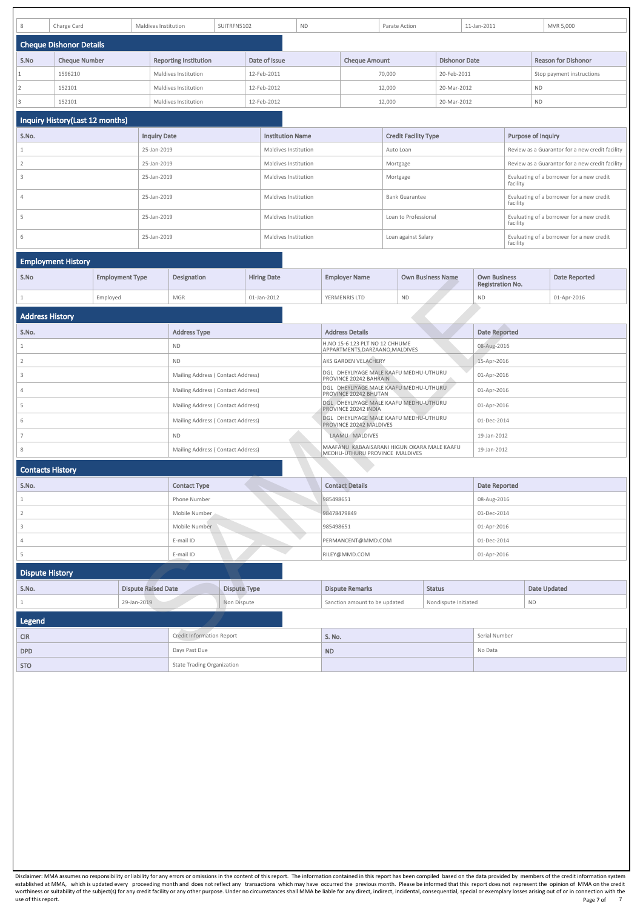| | | | | | | | |
|---|---|---|---|---|---|---|---|
| 8 | Charge Card | Maldives Institution | SUITRFN5102 | ND | Parate Action | 11-Jan-2011 | MVR 5,000 |

## Cheque Dishonor Details

| S.No | Cheque Number | Reporting Institution | Date of Issue | Cheque Amount | Dishonor Date | Reason for Dishonor |
|---|---|---|---|---|---|---|
| 1 | 1596210 | Maldives Institution | 12-Feb-2011 | 70,000 | 20-Feb-2011 | Stop payment instructions |
| 2 | 152101 | Maldives Institution | 12-Feb-2012 | 12,000 | 20-Mar-2012 | ND |
| 3 | 152101 | Maldives Institution | 12-Feb-2012 | 12,000 | 20-Mar-2012 | ND |

## Inquiry History(Last 12 months)

| S.No. | Inquiry Date | Institution Name | Credit Facility Type | Purpose of Inquiry |
|---|---|---|---|---|
| 1 | 25-Jan-2019 | Maldives Institution | Auto Loan | Review as a Guarantor for a new credit facility |
| 2 | 25-Jan-2019 | Maldives Institution | Mortgage | Review as a Guarantor for a new credit facility |
| 3 | 25-Jan-2019 | Maldives Institution | Mortgage | Evaluating of a borrower for a new credit facility |
| 4 | 25-Jan-2019 | Maldives Institution | Bank Guarantee | Evaluating of a borrower for a new credit facility |
| 5 | 25-Jan-2019 | Maldives Institution | Loan to Professional | Evaluating of a borrower for a new credit facility |
| 6 | 25-Jan-2019 | Maldives Institution | Loan against Salary | Evaluating of a borrower for a new credit facility |

## Employment History

| S.No | Employment Type | Designation | Hiring Date | Employer Name | Own Business Name | Own Business Registration No. | Date Reported |
|---|---|---|---|---|---|---|---|
| 1 | Employed | MGR | 01-Jan-2012 | YERMENRIS LTD | ND | ND | 01-Apr-2016 |

## Address History

| S.No. | Address Type | Address Details | Date Reported |
|---|---|---|---|
| 1 | ND | H.NO 15-6 123 PLT NO 12 CHHUME APPARTMENTS,DARZAANO,MALDIVES | 08-Aug-2016 |
| 2 | ND | AKS GARDEN VELACHERY | 15-Apr-2016 |
| 3 | Mailing Address ( Contact Address) | DGL DHEYLIYAGE MALE KAAFU MEDHU-UTHURU PROVINCE 20242 BAHRAIN | 01-Apr-2016 |
| 4 | Mailing Address ( Contact Address) | DGL DHEYLIYAGE MALE KAAFU MEDHU-UTHURU PROVINCE 20242 BHUTAN | 01-Apr-2016 |
| 5 | Mailing Address ( Contact Address) | DGL DHEYLIYAGE MALE KAAFU MEDHU-UTHURU PROVINCE 20242 INDIA | 01-Apr-2016 |
| 6 | Mailing Address ( Contact Address) | DGL DHEYLIYAGE MALE KAAFU MEDHU-UTHURU PROVINCE 20242 MALDIVES | 01-Dec-2014 |
| 7 | ND | LAAMU MALDIVES | 19-Jan-2012 |
| 8 | Mailing Address ( Contact Address) | MAAFANU KABAAISARANI HIGUN OKARA MALE KAAFU MEDHU-UTHURU PROVINCE MALDIVES | 19-Jan-2012 |

## Contacts History

| S.No. | Contact Type | Contact Details | Date Reported |
|---|---|---|---|
| 1 | Phone Number | 985498651 | 08-Aug-2016 |
| 2 | Mobile Number | 98478479849 | 01-Dec-2014 |
| 3 | Mobile Number | 985498651 | 01-Apr-2016 |
| 4 | E-mail ID | PERMANCENT@MMD.COM | 01-Dec-2014 |
| 5 | E-mail ID | RILEY@MMD.COM | 01-Apr-2016 |

## Dispute History

| S.No. | Dispute Raised Date | Dispute Type | Dispute Remarks | Status | Date Updated |
|---|---|---|---|---|---|
| 1 | 29-Jan-2019 | Non Dispute | Sanction amount to be updated | Nondispute Initiated | ND |

## Legend

| | | | |
|---|---|---|---|
| CIR | Credit Information Report | S. No. | Serial Number |
| DPD | Days Past Due | ND | No Data |
| STO | State Trading Organization | | |

Disclaimer: MMA assumes no responsibility or liability for any errors or omissions in the content of this report. The information contained in this report has been compiled based on the data provided by members of the credit information system established at MMA, which is updated every proceeding month and does not reflect any transactions which may have occurred the previous month. Please be informed that this report does not represent the opinion of MMA on the credit worthiness or suitability of the subject(s) for any credit facility or any other purpose. Under no circumstances shall MMA be liable for any direct, indirect, incidental, consequential, special or exemplary losses arising out of or in connection with the use of this report.